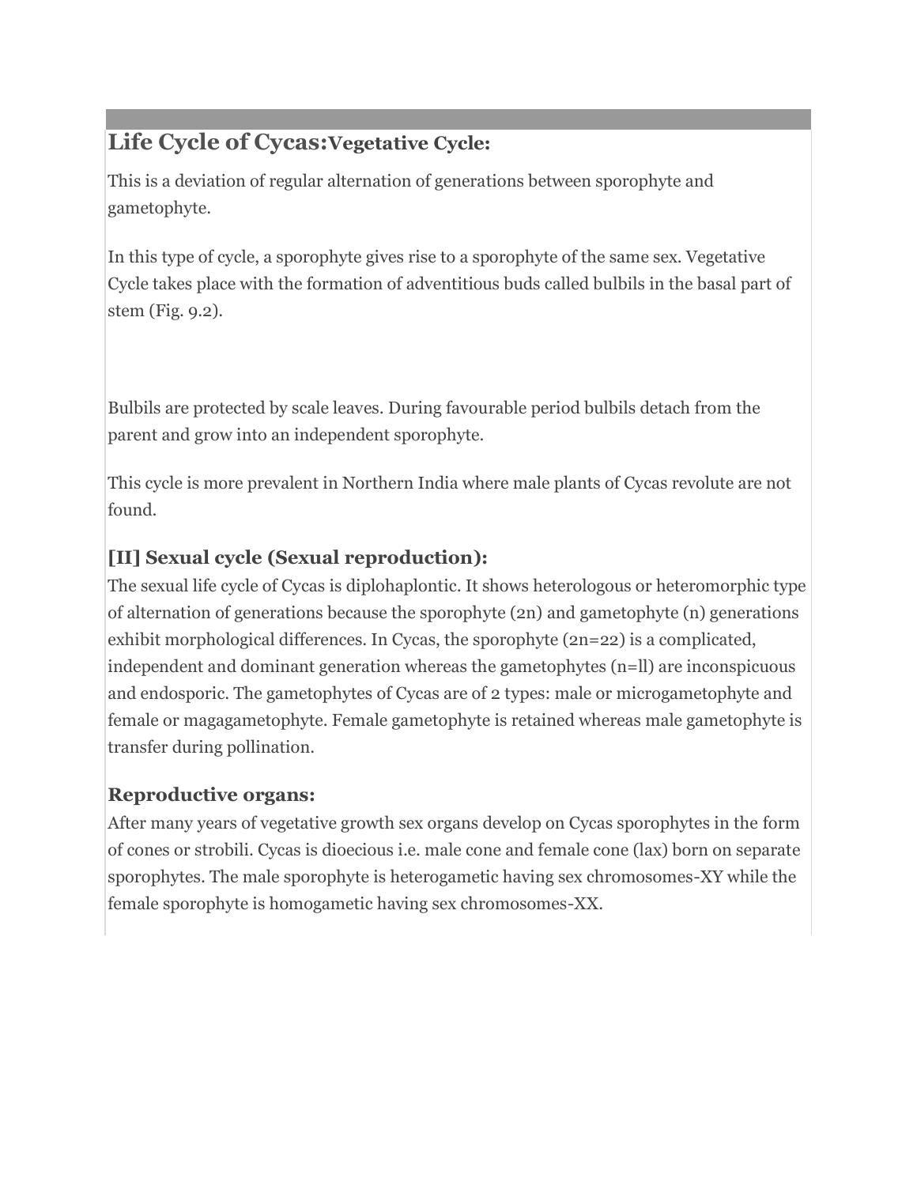## Life Cycle of Cycas: Vegetative Cycle:

This is a deviation of regular alternation of generations between sporophyte and gametophyte.

In this type of cycle, a sporophyte gives rise to a sporophyte of the same sex. Vegetative Cycle takes place with the formation of adventitious buds called bulbils in the basal part of stem (Fig. 9.2).

Bulbils are protected by scale leaves. During favourable period bulbils detach from the parent and grow into an independent sporophyte.

This cycle is more prevalent in Northern India where male plants of Cycas revolute are not found.

### [II] Sexual cycle (Sexual reproduction):

The sexual life cycle of Cycas is diplohaplontic. It shows heterologous or heteromorphic type of alternation of generations because the sporophyte (2n) and gametophyte (n) generations exhibit morphological differences. In Cycas, the sporophyte (2n=22) is a complicated, independent and dominant generation whereas the gametophytes (n=ll) are inconspicuous and endosporic. The gametophytes of Cycas are of 2 types: male or microgametophyte and female or magagametophyte. Female gametophyte is retained whereas male gametophyte is transfer during pollination.

### Reproductive organs:

After many years of vegetative growth sex organs develop on Cycas sporophytes in the form of cones or strobili. Cycas is dioecious i.e. male cone and female cone (lax) born on separate sporophytes. The male sporophyte is heterogametic having sex chromosomes-XY while the female sporophyte is homogametic having sex chromosomes-XX.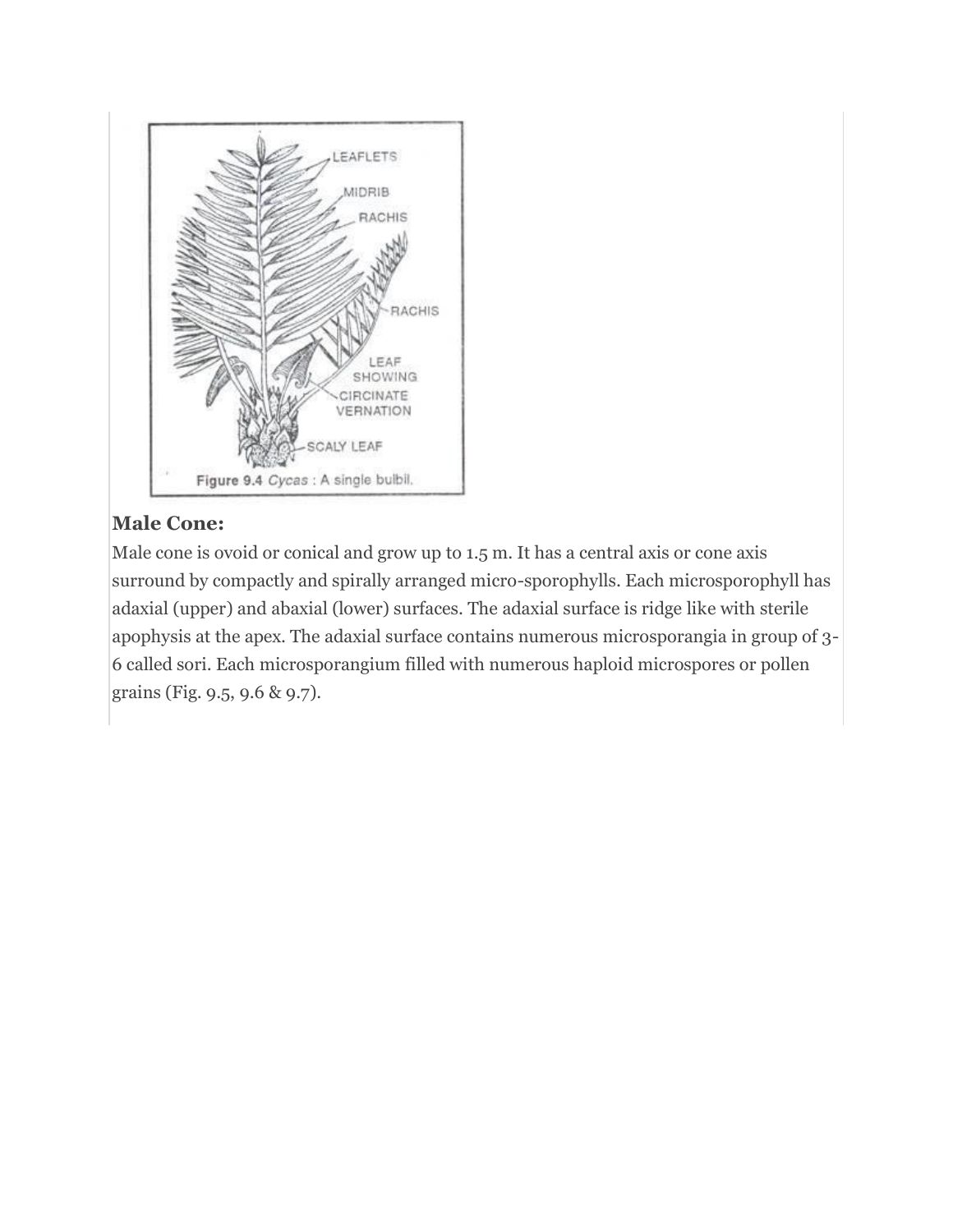Figure 9.4 *Cycas* : A single bulbil.

### Male Cone:

Male cone is ovoid or conical and grow up to 1.5 m. It has a central axis or cone axis surround by compactly and spirally arranged micro-sporophylls. Each microsporophyll has adaxial (upper) and abaxial (lower) surfaces. The adaxial surface is ridge like with sterile apophysis at the apex. The adaxial surface contains numerous microsporangia in group of 3-6 called sori. Each microsporangium filled with numerous haploid microspores or pollen grains (Fig. 9.5, 9.6 & 9.7).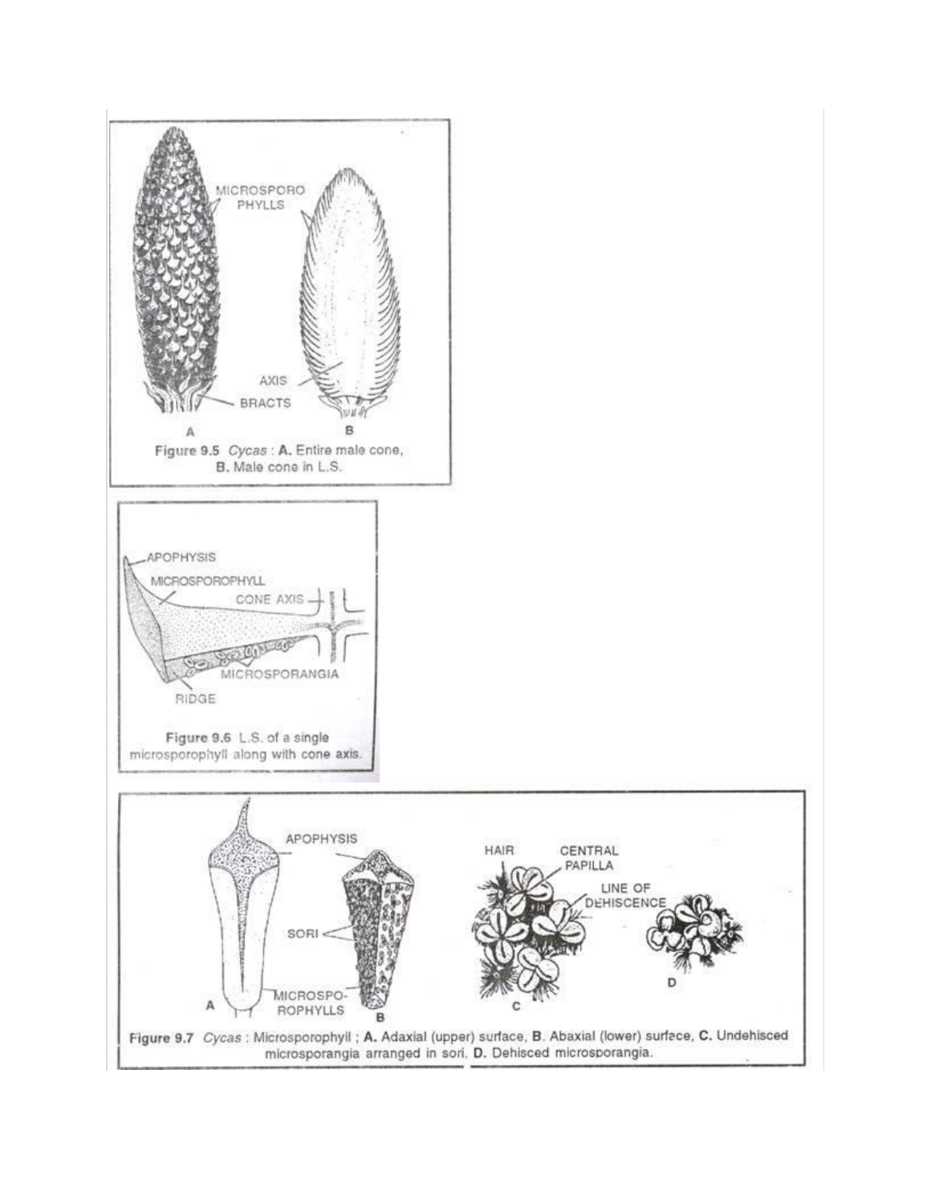Figure 9.5 *Cycas* : **A.** Entire male cone, **B.** Male cone in L.S.

Figure 9.6 L.S. of a single microsporophyll along with cone axis.

Figure 9.7 *Cycas* : Microsporophyll ; **A.** Adaxial (upper) surface, **B.** Abaxial (lower) surface, **C.** Undehisced microsporangia arranged in sori. **D.** Dehisced microsporangia.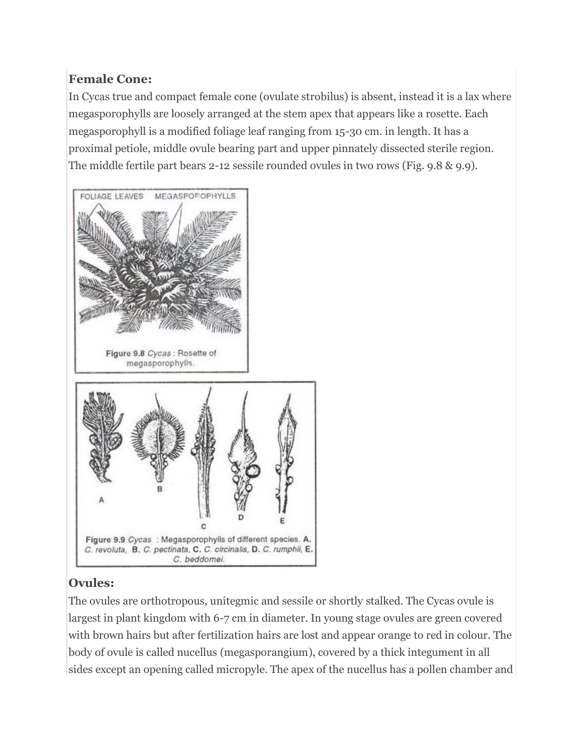### Female Cone:

In Cycas true and compact female cone (ovulate strobilus) is absent, instead it is a lax where megasporophylls are loosely arranged at the stem apex that appears like a rosette. Each megasporophyll is a modified foliage leaf ranging from 15-30 cm. in length. It has a proximal petiole, middle ovule bearing part and upper pinnately dissected sterile region. The middle fertile part bears 2-12 sessile rounded ovules in two rows (Fig. 9.8 & 9.9).

Figure 9.8 *Cycas* : Rosette of megasporophylls.

Figure 9.9 *Cycas* : Megasporophylls of different species. **A.** *C. revoluta*, **B.** *C. pectinata*, **C.** *C. circinalis*, **D.** *C. rumphii*, **E.** *C. beddomei*.

### Ovules:

The ovules are orthotropous, unitegmic and sessile or shortly stalked. The Cycas ovule is largest in plant kingdom with 6-7 cm in diameter. In young stage ovules are green covered with brown hairs but after fertilization hairs are lost and appear orange to red in colour. The body of ovule is called nucellus (megasporangium), covered by a thick integument in all sides except an opening called micropyle. The apex of the nucellus has a pollen chamber and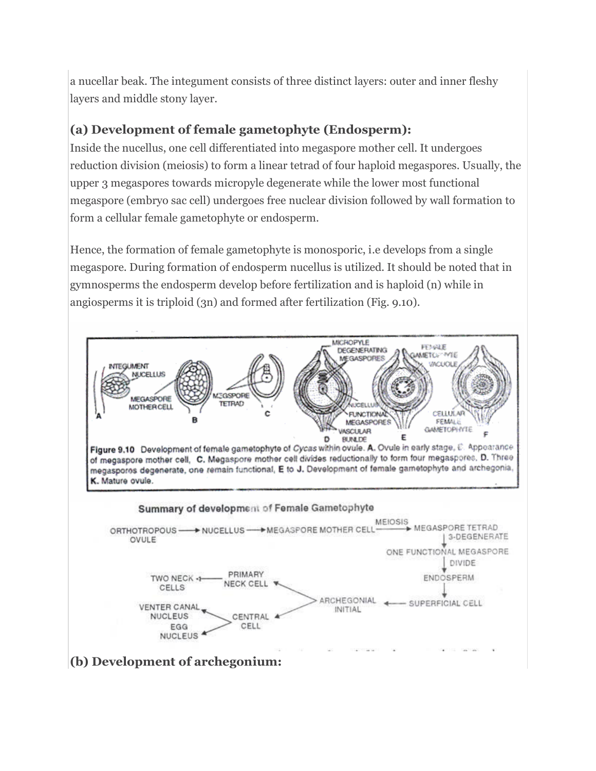a nucellar beak. The integument consists of three distinct layers: outer and inner fleshy layers and middle stony layer.

### (a) Development of female gametophyte (Endosperm):

Inside the nucellus, one cell differentiated into megaspore mother cell. It undergoes reduction division (meiosis) to form a linear tetrad of four haploid megaspores. Usually, the upper 3 megaspores towards micropyle degenerate while the lower most functional megaspore (embryo sac cell) undergoes free nuclear division followed by wall formation to form a cellular female gametophyte or endosperm.

Hence, the formation of female gametophyte is monosporic, i.e develops from a single megaspore. During formation of endosperm nucellus is utilized. It should be noted that in gymnosperms the endosperm develop before fertilization and is haploid (n) while in angiosperms it is triploid (3n) and formed after fertilization (Fig. 9.10).

**Figure 9.10** Development of female gametophyte of *Cycas* within ovule. **A.** Ovule in early stage, **B.** Appearance of megaspore mother cell, **C.** Megaspore mother cell divides reductionally to form four megaspores, **D.** Three megaspores degenerate, one remain functional, **E** to **J.** Development of female gametophyte and archegonia, **K.** Mature ovule.

### (b) Development of archegonium: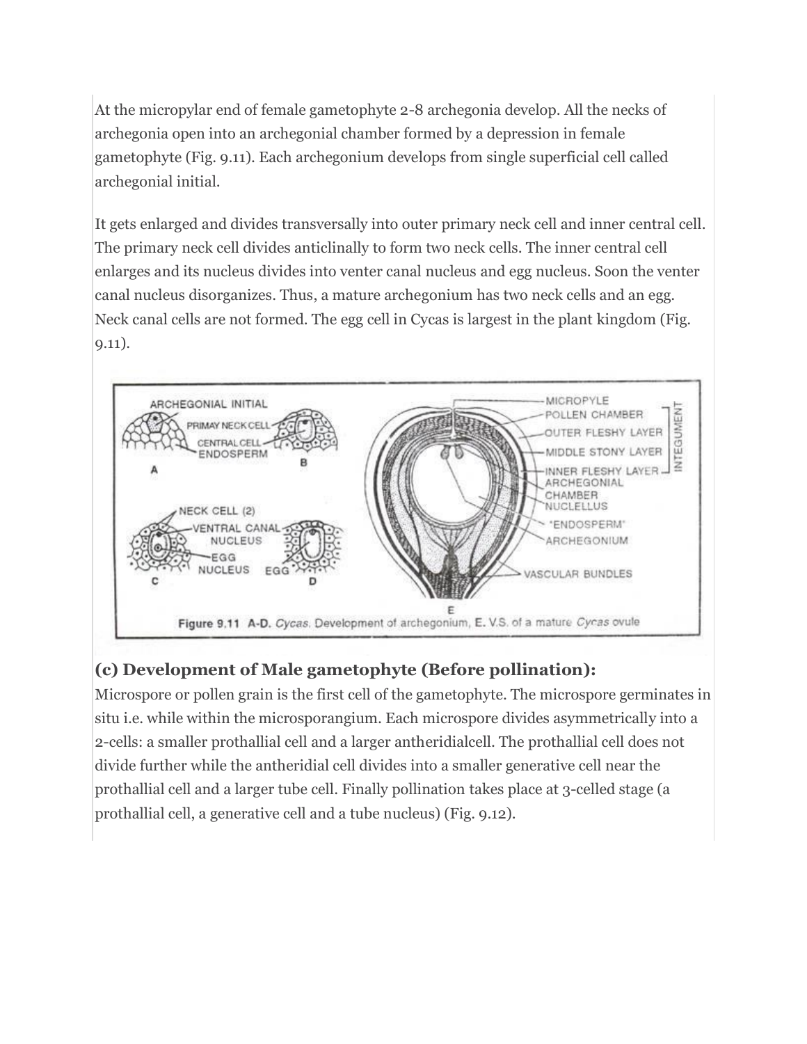At the micropylar end of female gametophyte 2-8 archegonia develop. All the necks of archegonia open into an archegonial chamber formed by a depression in female gametophyte (Fig. 9.11). Each archegonium develops from single superficial cell called archegonial initial.

It gets enlarged and divides transversally into outer primary neck cell and inner central cell. The primary neck cell divides anticlinally to form two neck cells. The inner central cell enlarges and its nucleus divides into venter canal nucleus and egg nucleus. Soon the venter canal nucleus disorganizes. Thus, a mature archegonium has two neck cells and an egg. Neck canal cells are not formed. The egg cell in Cycas is largest in the plant kingdom (Fig. 9.11).

Figure 9.11 A-D. *Cycas*, Development of archegonium, E. V.S. of a mature *Cycas* ovule

### (c) Development of Male gametophyte (Before pollination):

Microspore or pollen grain is the first cell of the gametophyte. The microspore germinates in situ i.e. while within the microsporangium. Each microspore divides asymmetrically into a 2-cells: a smaller prothallial cell and a larger antheridialcell. The prothallial cell does not divide further while the antheridial cell divides into a smaller generative cell near the prothallial cell and a larger tube cell. Finally pollination takes place at 3-celled stage (a prothallial cell, a generative cell and a tube nucleus) (Fig. 9.12).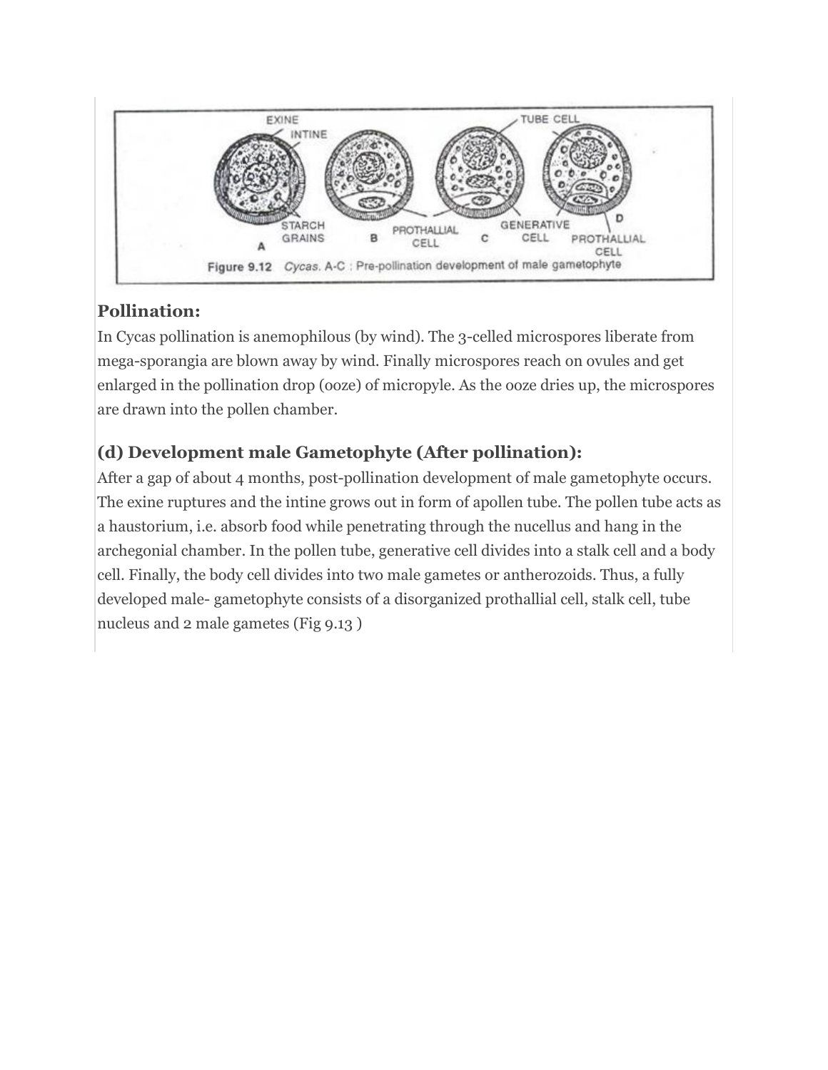Figure 9.12 *Cycas.* A-C : Pre-pollination development of male gametophyte

### Pollination:

In Cycas pollination is anemophilous (by wind). The 3-celled microspores liberate from mega-sporangia are blown away by wind. Finally microspores reach on ovules and get enlarged in the pollination drop (ooze) of micropyle. As the ooze dries up, the microspores are drawn into the pollen chamber.

### (d) Development male Gametophyte (After pollination):

After a gap of about 4 months, post-pollination development of male gametophyte occurs. The exine ruptures and the intine grows out in form of apollen tube. The pollen tube acts as a haustorium, i.e. absorb food while penetrating through the nucellus and hang in the archegonial chamber. In the pollen tube, generative cell divides into a stalk cell and a body cell. Finally, the body cell divides into two male gametes or antherozoids. Thus, a fully developed male- gametophyte consists of a disorganized prothallial cell, stalk cell, tube nucleus and 2 male gametes (Fig 9.13 )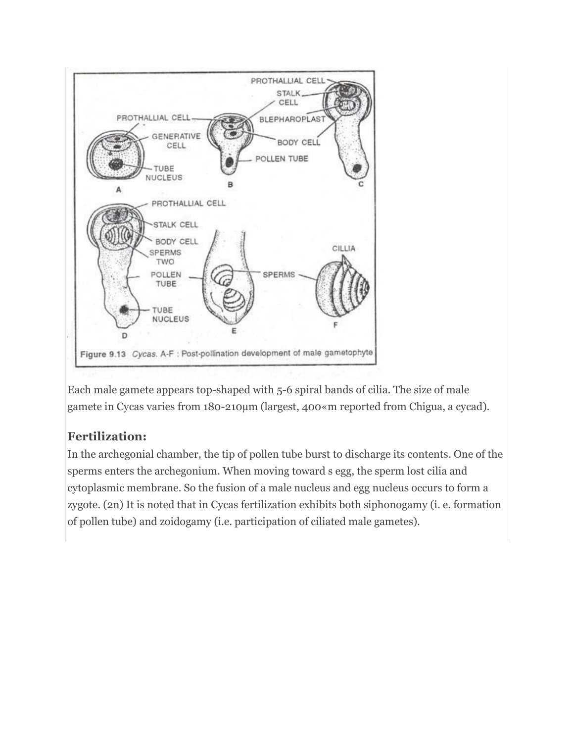Figure 9.13 *Cycas*. A-F : Post-pollination development of male gametophyte

Each male gamete appears top-shaped with 5-6 spiral bands of cilia. The size of male gamete in Cycas varies from 180-210µm (largest, 400«m reported from Chigua, a cycad).

### Fertilization:

In the archegonial chamber, the tip of pollen tube burst to discharge its contents. One of the sperms enters the archegonium. When moving toward s egg, the sperm lost cilia and cytoplasmic membrane. So the fusion of a male nucleus and egg nucleus occurs to form a zygote. (2n) It is noted that in Cycas fertilization exhibits both siphonogamy (i. e. formation of pollen tube) and zoidogamy (i.e. participation of ciliated male gametes).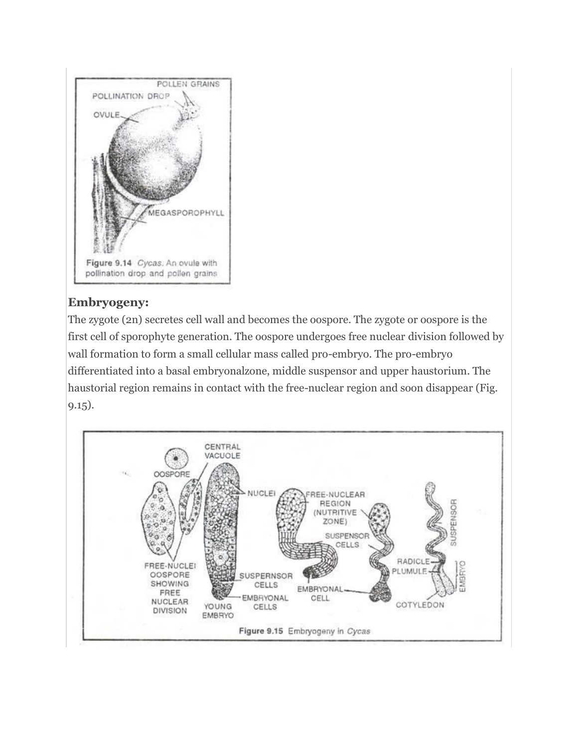Figure 9.14 *Cycas*. An ovule with pollination drop and pollen grains

### Embryogeny:

The zygote (2n) secretes cell wall and becomes the oospore. The zygote or oospore is the first cell of sporophyte generation. The oospore undergoes free nuclear division followed by wall formation to form a small cellular mass called pro-embryo. The pro-embryo differentiated into a basal embryonalzone, middle suspensor and upper haustorium. The haustorial region remains in contact with the free-nuclear region and soon disappear (Fig. 9.15).

Figure 9.15 Embryogeny in *Cycas*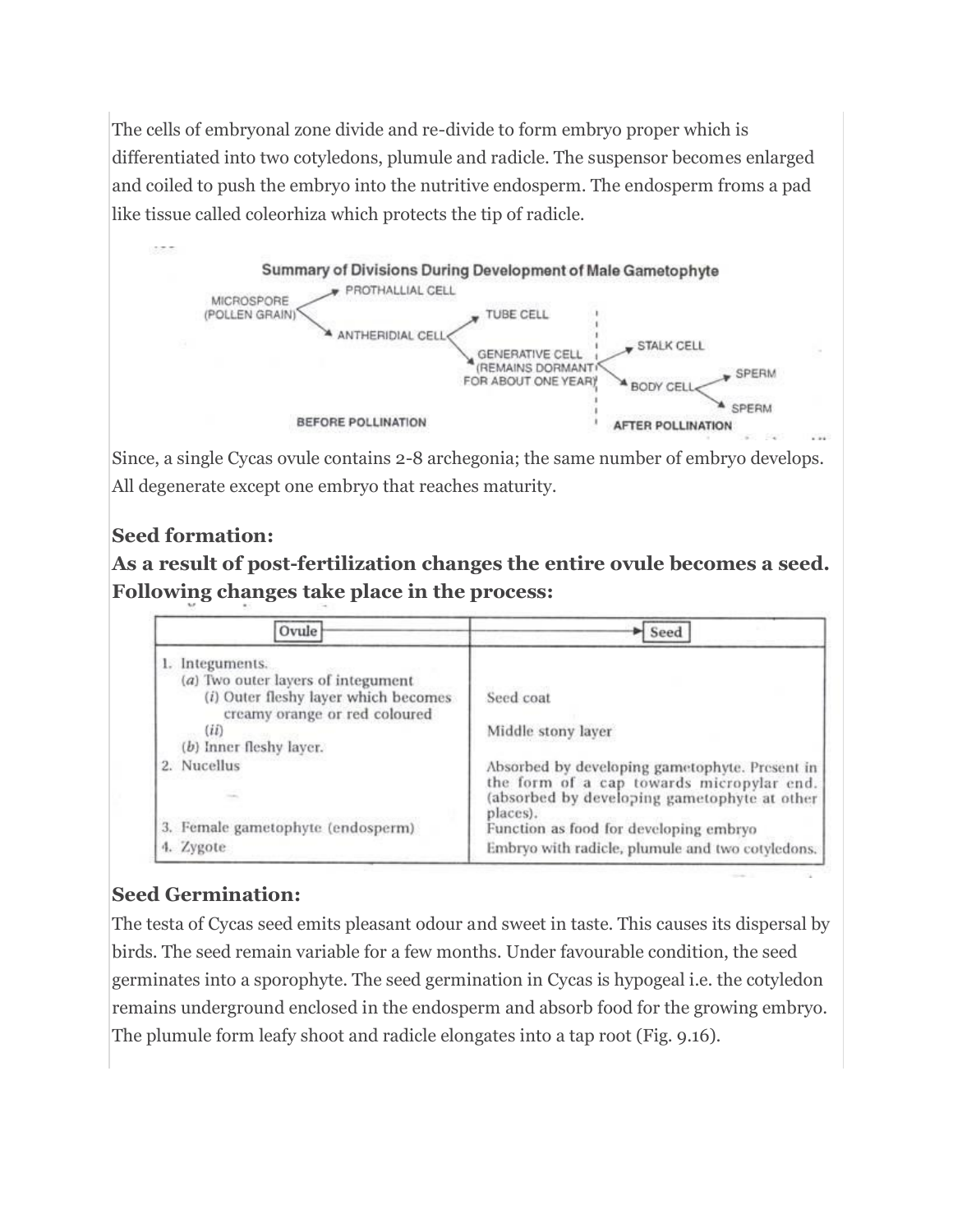The cells of embryonal zone divide and re-divide to form embryo proper which is differentiated into two cotyledons, plumule and radicle. The suspensor becomes enlarged and coiled to push the embryo into the nutritive endosperm. The endosperm froms a pad like tissue called coleorhiza which protects the tip of radicle.

**Summary of Divisions During Development of Male Gametophyte**

- MICROSPORE (POLLEN GRAIN) → PROTHALLIAL CELL
- MICROSPORE (POLLEN GRAIN) → ANTHERIDIAL CELL
  - ANTHERIDIAL CELL → TUBE CELL
  - ANTHERIDIAL CELL → GENERATIVE CELL (REMAINS DORMANT FOR ABOUT ONE YEAR)

BEFORE POLLINATION

- GENERATIVE CELL → STALK CELL
- GENERATIVE CELL → BODY CELL
  - BODY CELL → SPERM
  - BODY CELL → SPERM

AFTER POLLINATION

Since, a single Cycas ovule contains 2-8 archegonia; the same number of embryo develops. All degenerate except one embryo that reaches maturity.

**Seed formation:**

**As a result of post-fertilization changes the entire ovule becomes a seed. Following changes take place in the process:**

| Ovule | Seed |
|---|---|
| 1. Integuments. | |
| (*a*) Two outer layers of integument | |
| (*i*) Outer fleshy layer which becomes creamy orange or red coloured | Seed coat |
| (*ii*) | Middle stony layer |
| (*b*) Inner fleshy layer. | |
| 2. Nucellus | Absorbed by developing gametophyte. Present in the form of a cap towards micropylar end. (absorbed by developing gametophyte at other places). |
| 3. Female gametophyte (endosperm) | Function as food for developing embryo |
| 4. Zygote | Embryo with radicle, plumule and two cotyledons. |

**Seed Germination:**

The testa of Cycas seed emits pleasant odour and sweet in taste. This causes its dispersal by birds. The seed remain variable for a few months. Under favourable condition, the seed germinates into a sporophyte. The seed germination in Cycas is hypogeal i.e. the cotyledon remains underground enclosed in the endosperm and absorb food for the growing embryo. The plumule form leafy shoot and radicle elongates into a tap root (Fig. 9.16).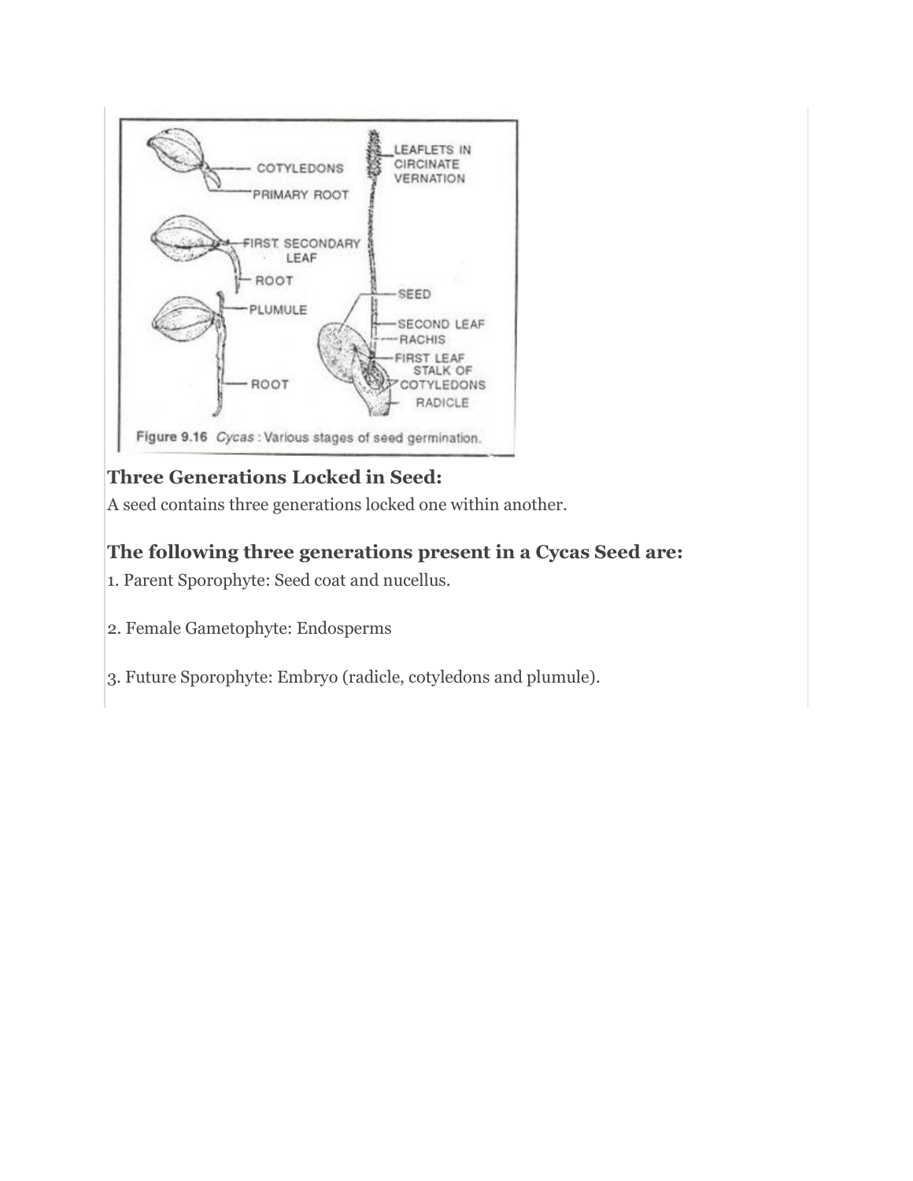Figure 9.16 *Cycas* : Various stages of seed germination.

### Three Generations Locked in Seed:

A seed contains three generations locked one within another.

### The following three generations present in a Cycas Seed are:

1. Parent Sporophyte: Seed coat and nucellus.

2. Female Gametophyte: Endosperms

3. Future Sporophyte: Embryo (radicle, cotyledons and plumule).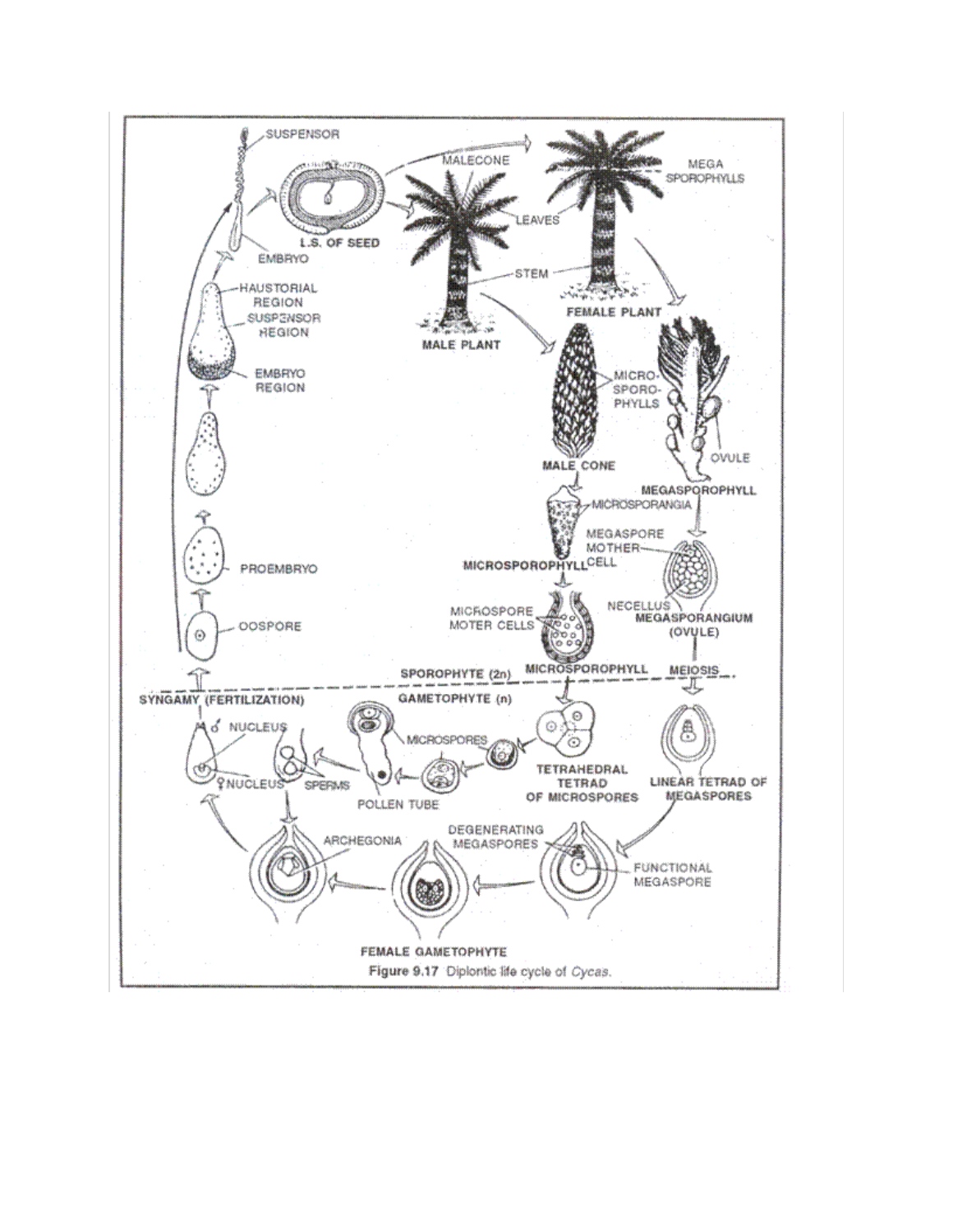Figure 9.17 Diplontic life cycle of *Cycas*.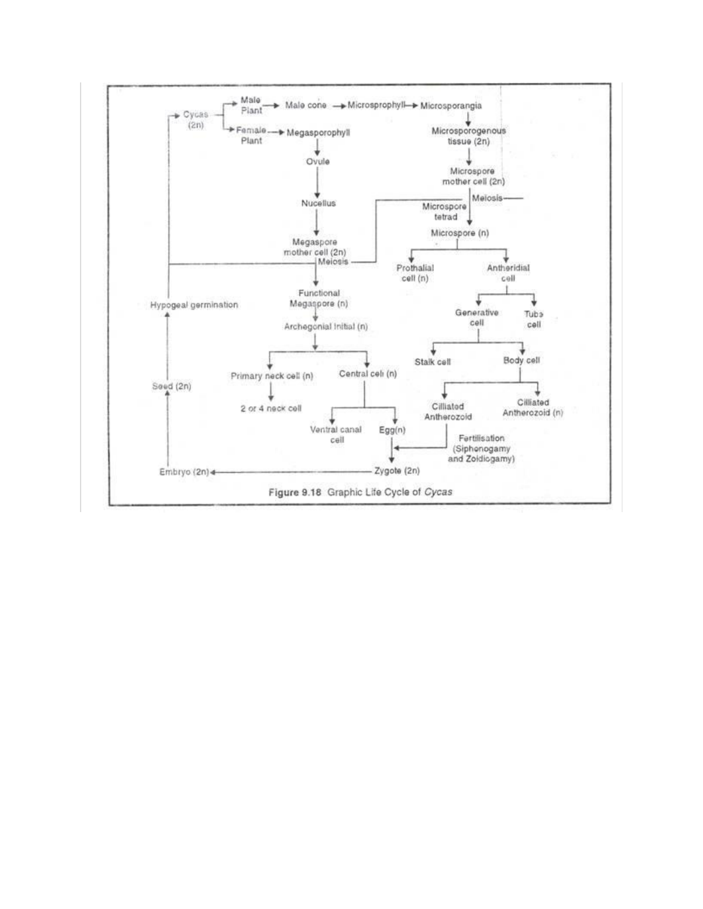Cycas (2n)

Male Plant

Female Plant

Male cone

Microsprophyll

Microsporangia

Microsporogenous tissue (2n)

Microspore mother cell (2n)

Meiosis

Microspore tetrad

Microspore (n)

Prothalial cell (n)

Antheridial cell

Generative cell

Tube cell

Stalk cell

Body cell

Cilliated Antherozoid

Cilliated Antherozoid (n)

Megasporophyll

Ovule

Nucellus

Megaspore mother cell (2n)

Meiosis

Functional Megaspore (n)

Archegonial Initial (n)

Primary neck cell (n)

Central cell (n)

2 or 4 neck cell

Ventral canal cell

Egg(n)

Fertilisation (Siphenogamy and Zoidiogamy)

Zygote (2n)

Embryo (2n)

Seed (2n)

Hypogeal germination

Figure 9.18 Graphic Life Cycle of *Cycas*